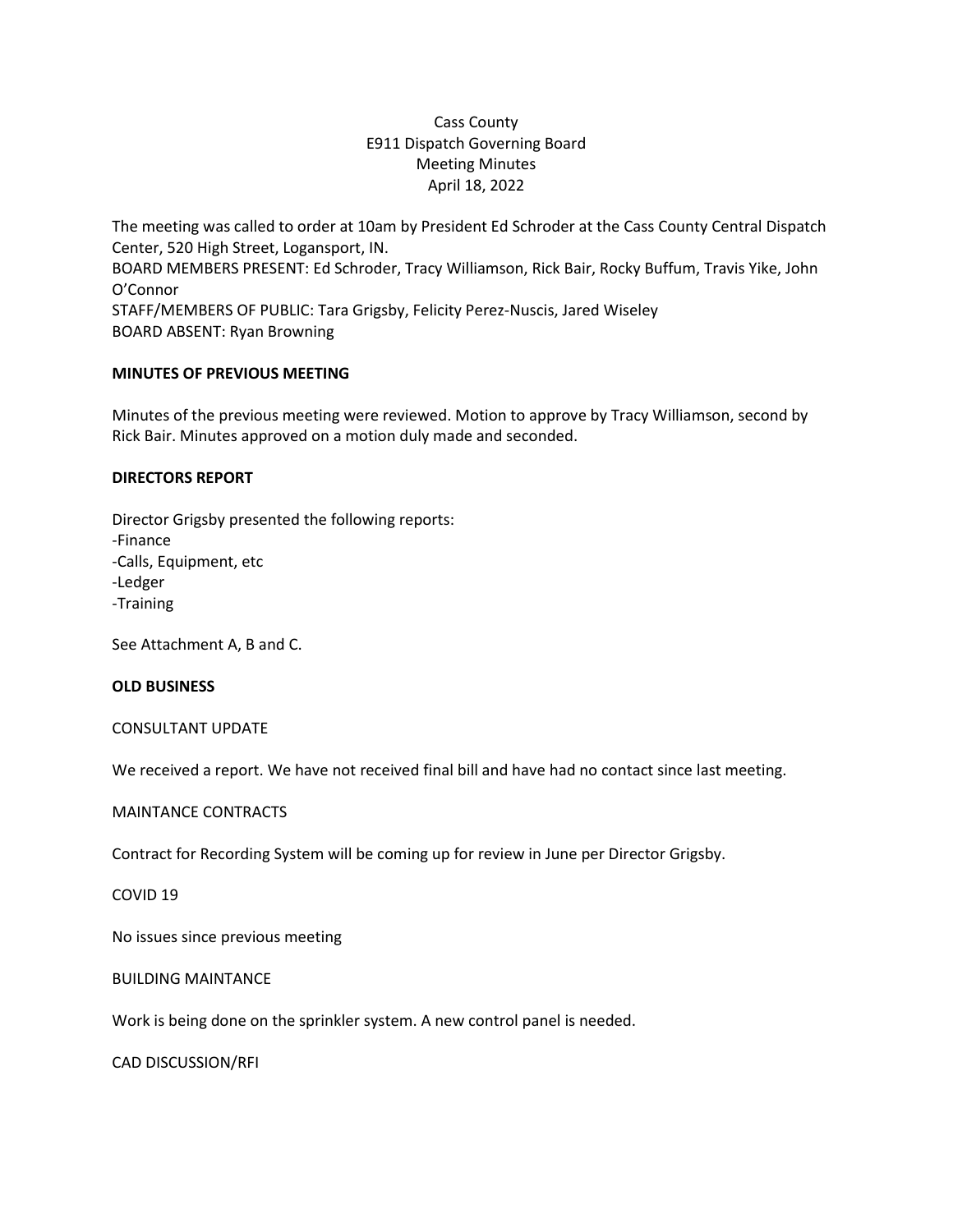# Cass County
# E911 Dispatch Governing Board
# Meeting Minutes
# April 18, 2022

The meeting was called to order at 10am by President Ed Schroder at the Cass County Central Dispatch Center, 520 High Street, Logansport, IN.
BOARD MEMBERS PRESENT: Ed Schroder, Tracy Williamson, Rick Bair, Rocky Buffum, Travis Yike, John O'Connor
STAFF/MEMBERS OF PUBLIC: Tara Grigsby, Felicity Perez-Nuscis, Jared Wiseley
BOARD ABSENT: Ryan Browning

**MINUTES OF PREVIOUS MEETING**

Minutes of the previous meeting were reviewed. Motion to approve by Tracy Williamson, second by Rick Bair. Minutes approved on a motion duly made and seconded.

**DIRECTORS REPORT**

Director Grigsby presented the following reports:
-Finance
-Calls, Equipment, etc
-Ledger
-Training

See Attachment A, B and C.

**OLD BUSINESS**

CONSULTANT UPDATE

We received a report. We have not received final bill and have had no contact since last meeting.

MAINTANCE CONTRACTS

Contract for Recording System will be coming up for review in June per Director Grigsby.

COVID 19

No issues since previous meeting

BUILDING MAINTANCE

Work is being done on the sprinkler system. A new control panel is needed.

CAD DISCUSSION/RFI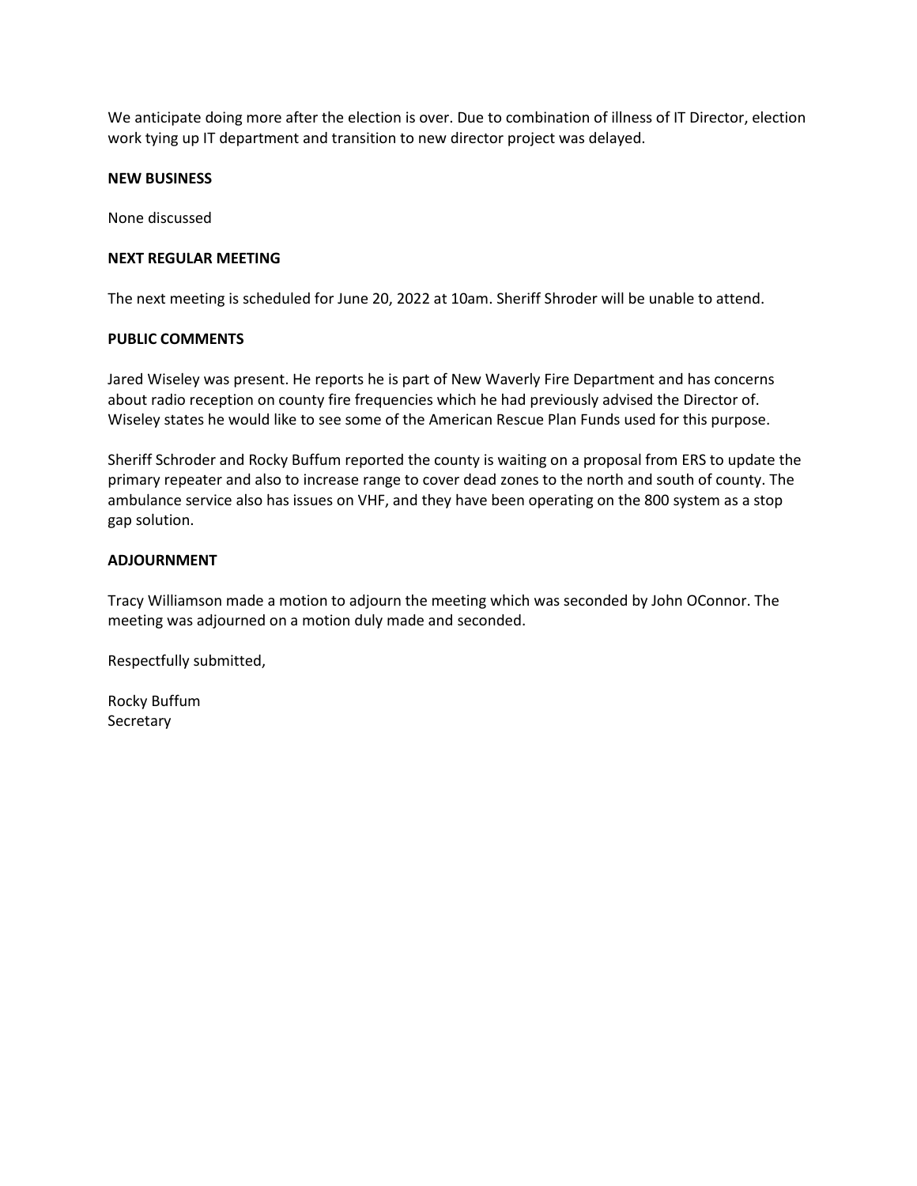We anticipate doing more after the election is over. Due to combination of illness of IT Director, election work tying up IT department and transition to new director project was delayed.

**NEW BUSINESS**

None discussed

**NEXT REGULAR MEETING**

The next meeting is scheduled for June 20, 2022 at 10am. Sheriff Shroder will be unable to attend.

**PUBLIC COMMENTS**

Jared Wiseley was present. He reports he is part of New Waverly Fire Department and has concerns about radio reception on county fire frequencies which he had previously advised the Director of. Wiseley states he would like to see some of the American Rescue Plan Funds used for this purpose.

Sheriff Schroder and Rocky Buffum reported the county is waiting on a proposal from ERS to update the primary repeater and also to increase range to cover dead zones to the north and south of county. The ambulance service also has issues on VHF, and they have been operating on the 800 system as a stop gap solution.

**ADJOURNMENT**

Tracy Williamson made a motion to adjourn the meeting which was seconded by John OConnor. The meeting was adjourned on a motion duly made and seconded.

Respectfully submitted,

Rocky Buffum
Secretary